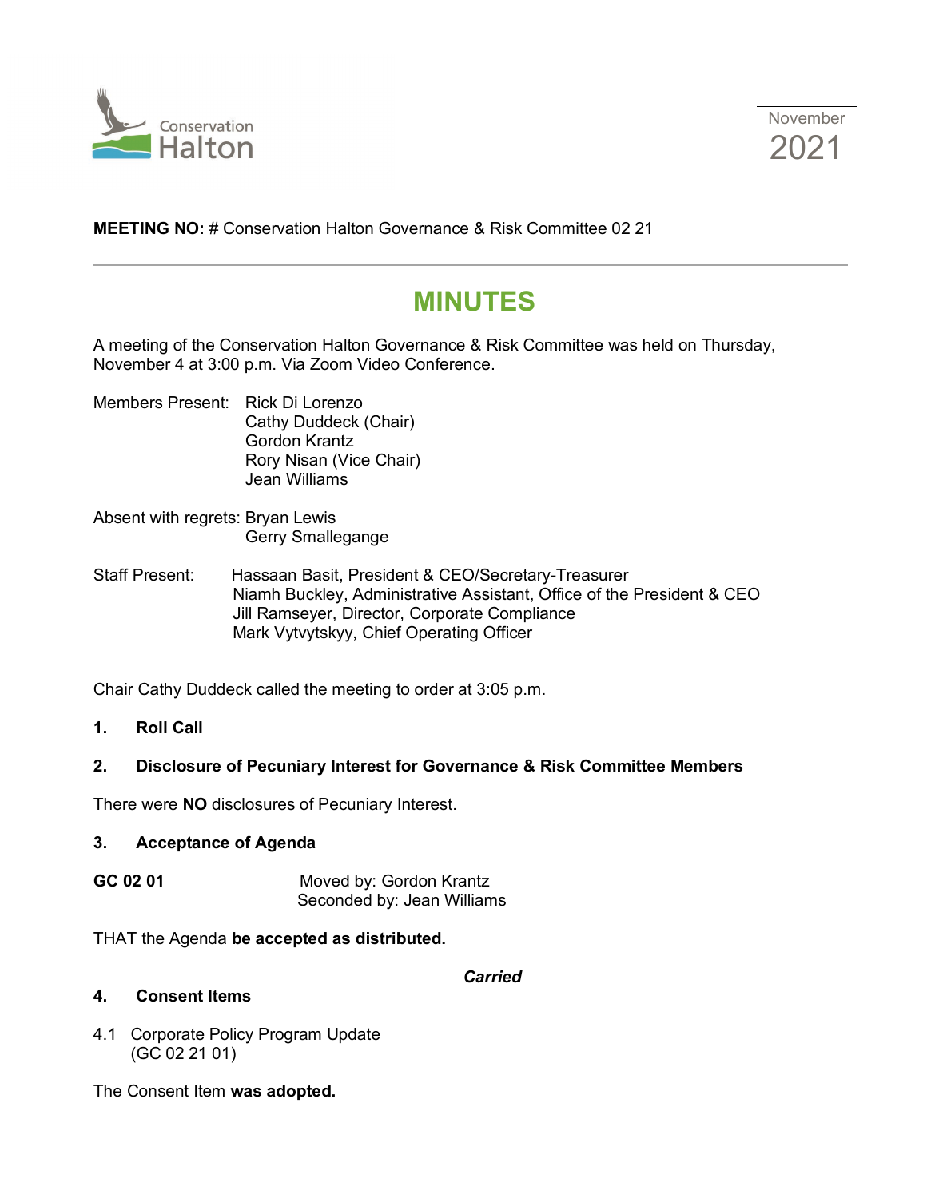Conservation Halton

November 2021

**MEETING NO:** # Conservation Halton Governance & Risk Committee 02 21

# MINUTES

A meeting of the Conservation Halton Governance & Risk Committee was held on Thursday, November 4 at 3:00 p.m. Via Zoom Video Conference.

Members Present: Rick Di Lorenzo
Cathy Duddeck (Chair)
Gordon Krantz
Rory Nisan (Vice Chair)
Jean Williams

Absent with regrets: Bryan Lewis
Gerry Smallegange

Staff Present: Hassaan Basit, President & CEO/Secretary-Treasurer
Niamh Buckley, Administrative Assistant, Office of the President & CEO
Jill Ramseyer, Director, Corporate Compliance
Mark Vytvytskyy, Chief Operating Officer

Chair Cathy Duddeck called the meeting to order at 3:05 p.m.

**1. Roll Call**

**2. Disclosure of Pecuniary Interest for Governance & Risk Committee Members**

There were **NO** disclosures of Pecuniary Interest.

**3. Acceptance of Agenda**

**GC 02 01** Moved by: Gordon Krantz
Seconded by: Jean Williams

THAT the Agenda **be accepted as distributed.**

***Carried***

**4. Consent Items**

4.1 Corporate Policy Program Update
(GC 02 21 01)

The Consent Item **was adopted.**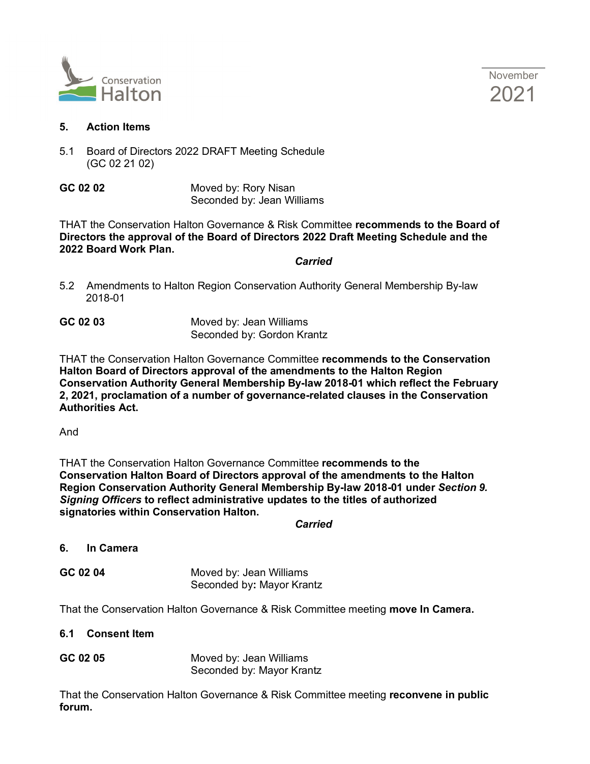## 5. Action Items

5.1 Board of Directors 2022 DRAFT Meeting Schedule (GC 02 21 02)

**GC 02 02** Moved by: Rory Nisan
Seconded by: Jean Williams

THAT the Conservation Halton Governance & Risk Committee **recommends to the Board of Directors the approval of the Board of Directors 2022 Draft Meeting Schedule and the 2022 Board Work Plan.**

***Carried***

5.2 Amendments to Halton Region Conservation Authority General Membership By-law 2018-01

**GC 02 03** Moved by: Jean Williams
Seconded by: Gordon Krantz

THAT the Conservation Halton Governance Committee **recommends to the Conservation Halton Board of Directors approval of the amendments to the Halton Region Conservation Authority General Membership By-law 2018-01 which reflect the February 2, 2021, proclamation of a number of governance-related clauses in the Conservation Authorities Act.**

And

THAT the Conservation Halton Governance Committee **recommends to the Conservation Halton Board of Directors approval of the amendments to the Halton Region Conservation Authority General Membership By-law 2018-01 under *Section 9. Signing Officers* to reflect administrative updates to the titles of authorized signatories within Conservation Halton.**

***Carried***

## 6. In Camera

**GC 02 04** Moved by: Jean Williams
Seconded by**:** Mayor Krantz

That the Conservation Halton Governance & Risk Committee meeting **move In Camera.**

### 6.1 Consent Item

**GC 02 05** Moved by: Jean Williams
Seconded by: Mayor Krantz

That the Conservation Halton Governance & Risk Committee meeting **reconvene in public forum.**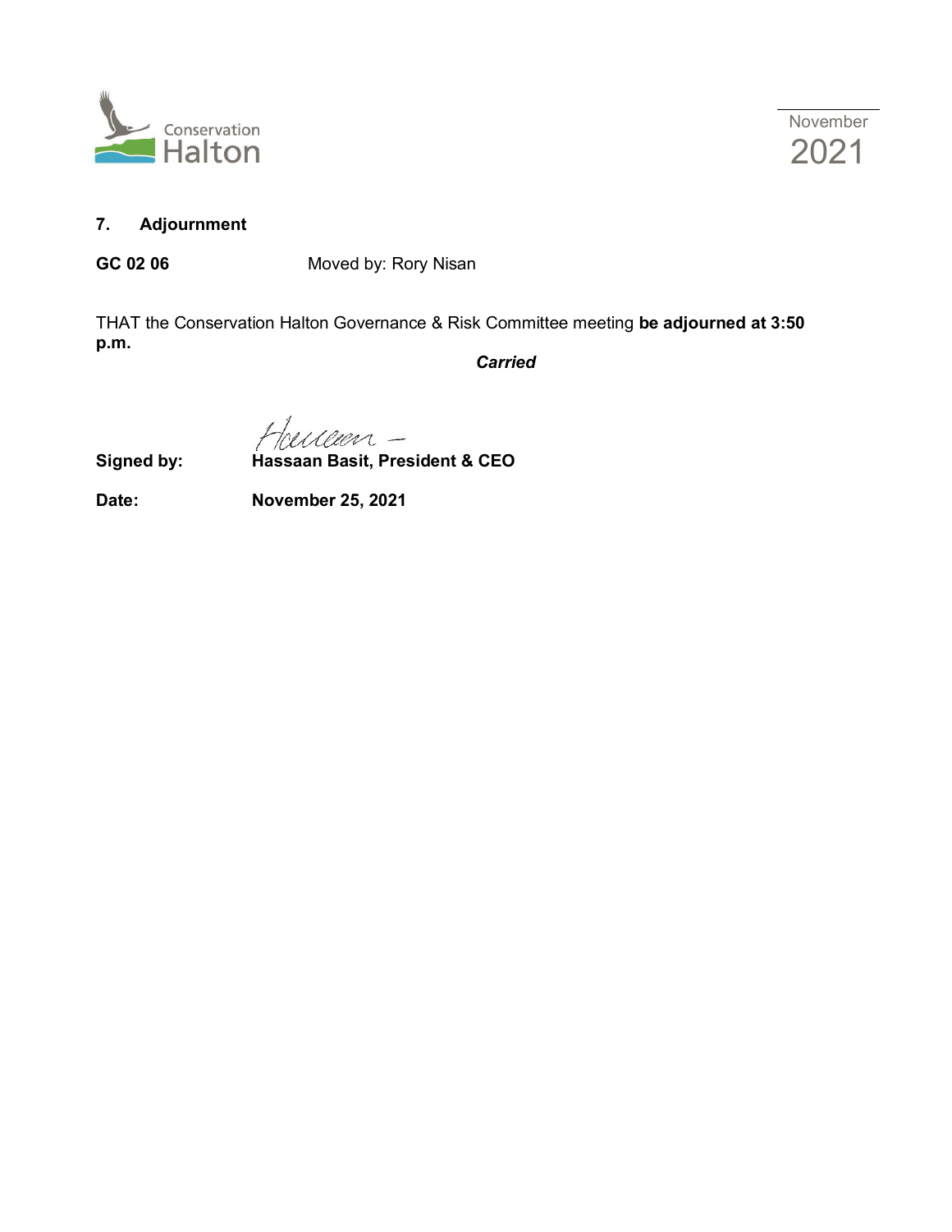## 7. Adjournment

**GC 02 06** Moved by: Rory Nisan

THAT the Conservation Halton Governance & Risk Committee meeting **be adjourned at 3:50 p.m.**

***Carried***

**Signed by:** **Hassaan Basit, President & CEO**

**Date:** **November 25, 2021**